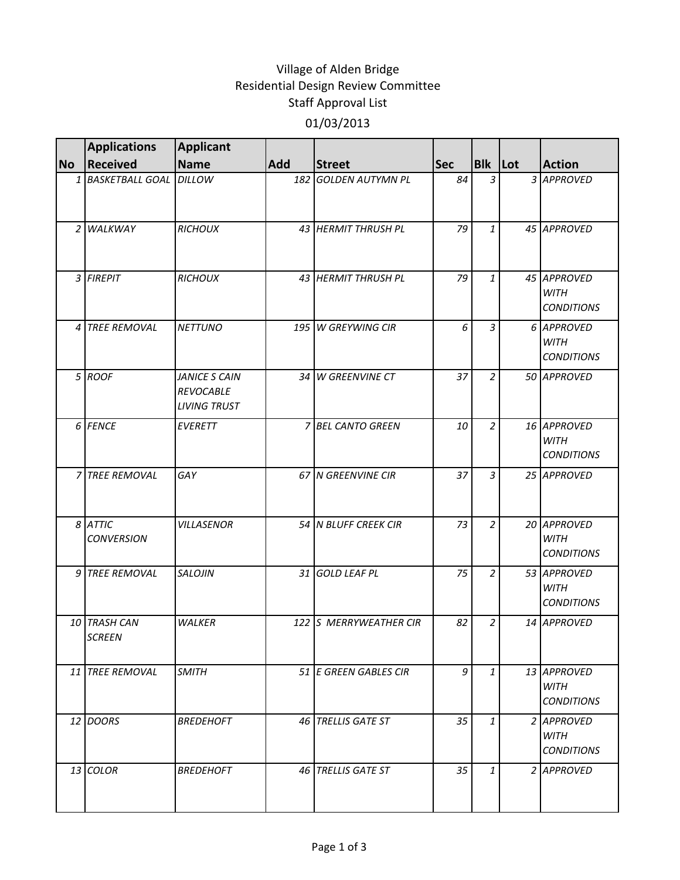# Village of Alden Bridge
## Residential Design Review Committee
## Staff Approval List
### 01/03/2013

| No | Applications Received | Applicant Name | Add | Street | Sec | Blk | Lot | Action |
|---|---|---|---|---|---|---|---|---|
| 1 | BASKETBALL GOAL | DILLOW | 182 | GOLDEN AUTYMN PL | 84 | 3 | 3 | APPROVED |
| 2 | WALKWAY | RICHOUX | 43 | HERMIT THRUSH PL | 79 | 1 | 45 | APPROVED |
| 3 | FIREPIT | RICHOUX | 43 | HERMIT THRUSH PL | 79 | 1 | 45 | APPROVED WITH CONDITIONS |
| 4 | TREE REMOVAL | NETTUNO | 195 | W GREYWING CIR | 6 | 3 | 6 | APPROVED WITH CONDITIONS |
| 5 | ROOF | JANICE S CAIN REVOCABLE LIVING TRUST | 34 | W GREENVINE CT | 37 | 2 | 50 | APPROVED |
| 6 | FENCE | EVERETT | 7 | BEL CANTO GREEN | 10 | 2 | 16 | APPROVED WITH CONDITIONS |
| 7 | TREE REMOVAL | GAY | 67 | N GREENVINE CIR | 37 | 3 | 25 | APPROVED |
| 8 | ATTIC CONVERSION | VILLASENOR | 54 | N BLUFF CREEK CIR | 73 | 2 | 20 | APPROVED WITH CONDITIONS |
| 9 | TREE REMOVAL | SALOJIN | 31 | GOLD LEAF PL | 75 | 2 | 53 | APPROVED WITH CONDITIONS |
| 10 | TRASH CAN SCREEN | WALKER | 122 | S MERRYWEATHER CIR | 82 | 2 | 14 | APPROVED |
| 11 | TREE REMOVAL | SMITH | 51 | E GREEN GABLES CIR | 9 | 1 | 13 | APPROVED WITH CONDITIONS |
| 12 | DOORS | BREDEHOFT | 46 | TRELLIS GATE ST | 35 | 1 | 2 | APPROVED WITH CONDITIONS |
| 13 | COLOR | BREDEHOFT | 46 | TRELLIS GATE ST | 35 | 1 | 2 | APPROVED |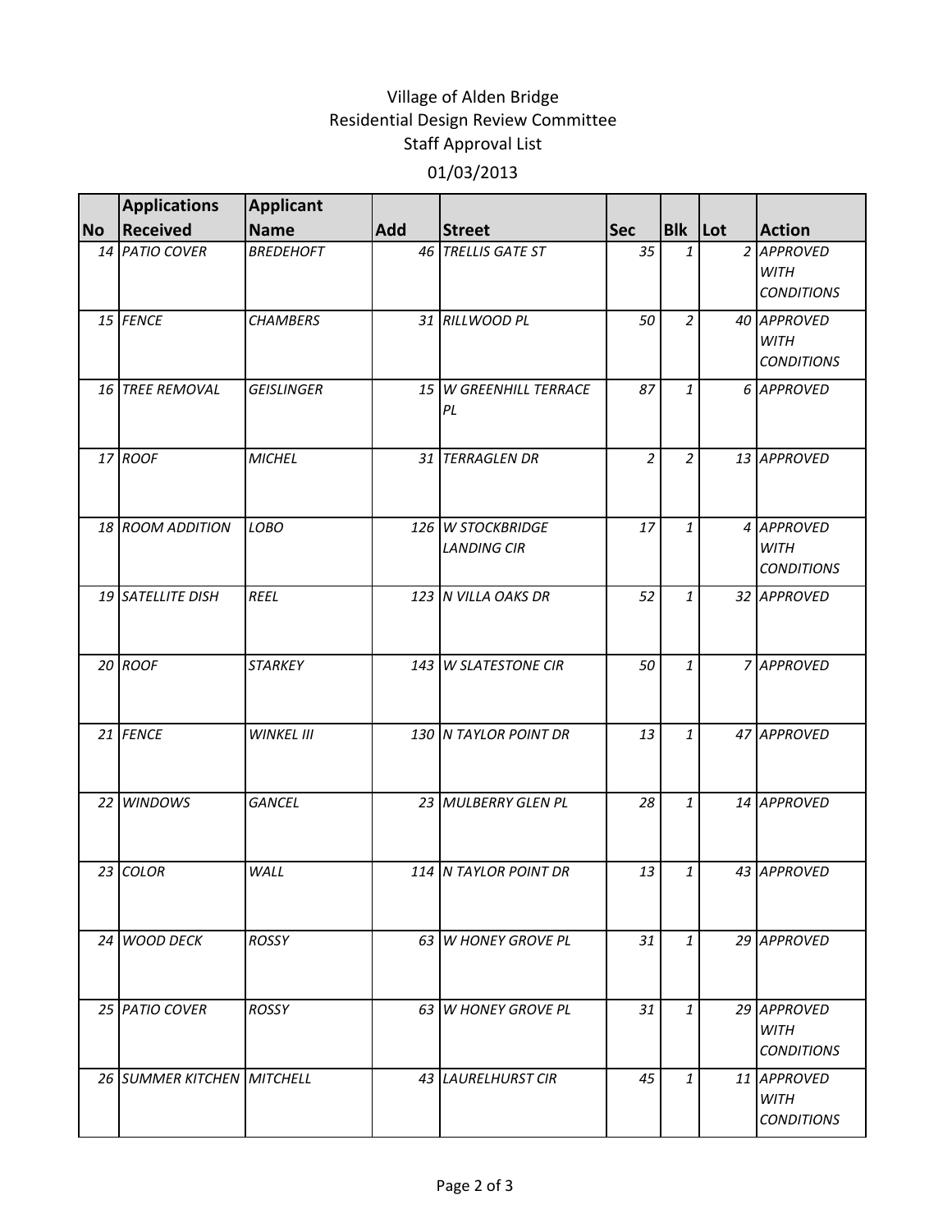Village of Alden Bridge
Residential Design Review Committee
Staff Approval List
01/03/2013

| No | Applications Received | Applicant Name | Add | Street | Sec | Blk | Lot | Action |
|---|---|---|---|---|---|---|---|---|
| 14 | PATIO COVER | BREDEHOFT | 46 | TRELLIS GATE ST | 35 | 1 | 2 | APPROVED WITH CONDITIONS |
| 15 | FENCE | CHAMBERS | 31 | RILLWOOD PL | 50 | 2 | 40 | APPROVED WITH CONDITIONS |
| 16 | TREE REMOVAL | GEISLINGER | 15 | W GREENHILL TERRACE PL | 87 | 1 | 6 | APPROVED |
| 17 | ROOF | MICHEL | 31 | TERRAGLEN DR | 2 | 2 | 13 | APPROVED |
| 18 | ROOM ADDITION | LOBO | 126 | W STOCKBRIDGE LANDING CIR | 17 | 1 | 4 | APPROVED WITH CONDITIONS |
| 19 | SATELLITE DISH | REEL | 123 | N VILLA OAKS DR | 52 | 1 | 32 | APPROVED |
| 20 | ROOF | STARKEY | 143 | W SLATESTONE CIR | 50 | 1 | 7 | APPROVED |
| 21 | FENCE | WINKEL III | 130 | N TAYLOR POINT DR | 13 | 1 | 47 | APPROVED |
| 22 | WINDOWS | GANCEL | 23 | MULBERRY GLEN PL | 28 | 1 | 14 | APPROVED |
| 23 | COLOR | WALL | 114 | N TAYLOR POINT DR | 13 | 1 | 43 | APPROVED |
| 24 | WOOD DECK | ROSSY | 63 | W HONEY GROVE PL | 31 | 1 | 29 | APPROVED |
| 25 | PATIO COVER | ROSSY | 63 | W HONEY GROVE PL | 31 | 1 | 29 | APPROVED WITH CONDITIONS |
| 26 | SUMMER KITCHEN | MITCHELL | 43 | LAURELHURST CIR | 45 | 1 | 11 | APPROVED WITH CONDITIONS |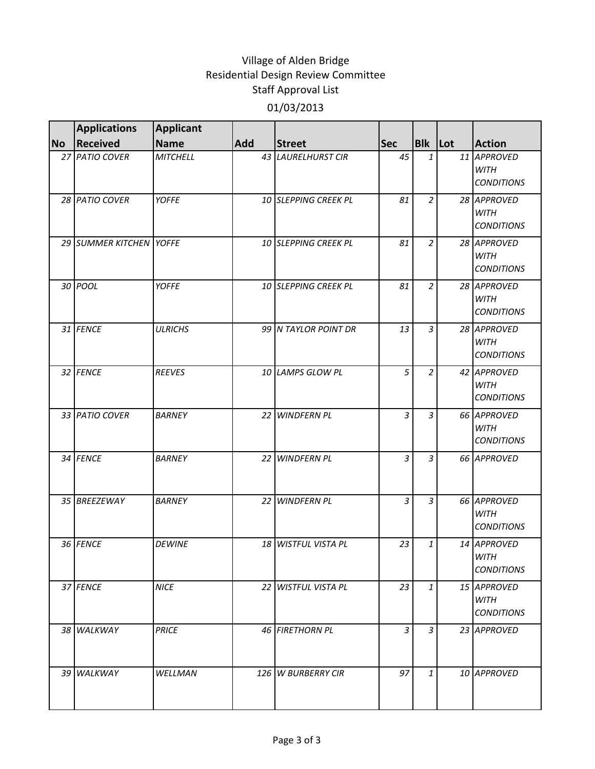Village of Alden Bridge
Residential Design Review Committee
Staff Approval List
01/03/2013

| No | Applications Received | Applicant Name | Add | Street | Sec | Blk | Lot | Action |
|---|---|---|---|---|---|---|---|---|
| 27 | PATIO COVER | MITCHELL | 43 | LAURELHURST CIR | 45 | 1 | 11 | APPROVED WITH CONDITIONS |
| 28 | PATIO COVER | YOFFE | 10 | SLEPPING CREEK PL | 81 | 2 | 28 | APPROVED WITH CONDITIONS |
| 29 | SUMMER KITCHEN | YOFFE | 10 | SLEPPING CREEK PL | 81 | 2 | 28 | APPROVED WITH CONDITIONS |
| 30 | POOL | YOFFE | 10 | SLEPPING CREEK PL | 81 | 2 | 28 | APPROVED WITH CONDITIONS |
| 31 | FENCE | ULRICHS | 99 | N TAYLOR POINT DR | 13 | 3 | 28 | APPROVED WITH CONDITIONS |
| 32 | FENCE | REEVES | 10 | LAMPS GLOW PL | 5 | 2 | 42 | APPROVED WITH CONDITIONS |
| 33 | PATIO COVER | BARNEY | 22 | WINDFERN PL | 3 | 3 | 66 | APPROVED WITH CONDITIONS |
| 34 | FENCE | BARNEY | 22 | WINDFERN PL | 3 | 3 | 66 | APPROVED |
| 35 | BREEZEWAY | BARNEY | 22 | WINDFERN PL | 3 | 3 | 66 | APPROVED WITH CONDITIONS |
| 36 | FENCE | DEWINE | 18 | WISTFUL VISTA PL | 23 | 1 | 14 | APPROVED WITH CONDITIONS |
| 37 | FENCE | NICE | 22 | WISTFUL VISTA PL | 23 | 1 | 15 | APPROVED WITH CONDITIONS |
| 38 | WALKWAY | PRICE | 46 | FIRETHORN PL | 3 | 3 | 23 | APPROVED |
| 39 | WALKWAY | WELLMAN | 126 | W BURBERRY CIR | 97 | 1 | 10 | APPROVED |